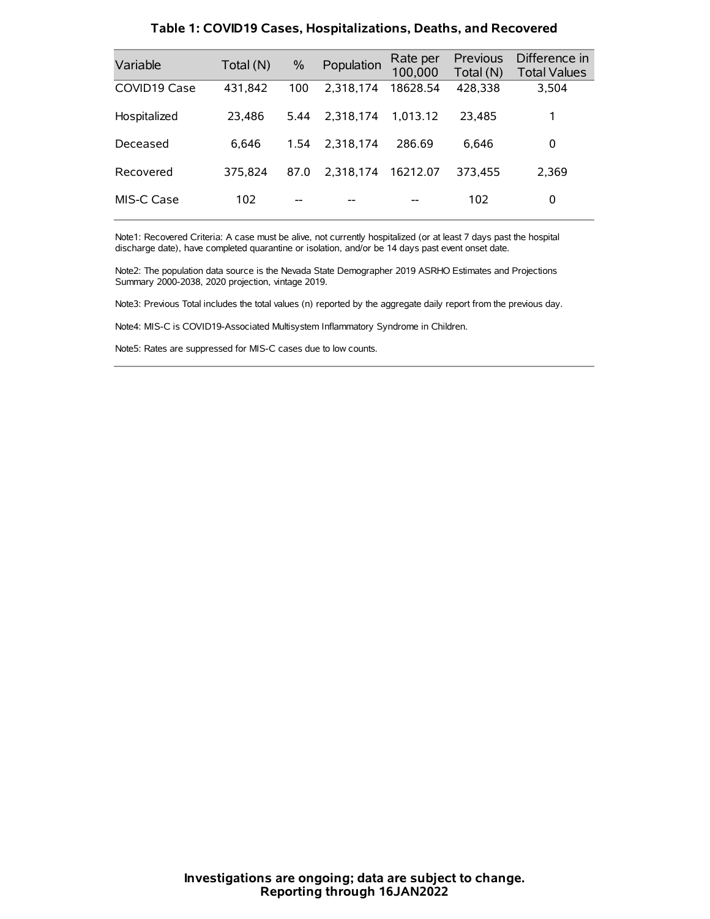# Table 1: COVID19 Cases, Hospitalizations, Deaths, and Recovered

| Variable | Total (N) | % | Population | Rate per 100,000 | Previous Total (N) | Difference in Total Values |
|---|---|---|---|---|---|---|
| COVID19 Case | 431,842 | 100 | 2,318,174 | 18628.54 | 428,338 | 3,504 |
| Hospitalized | 23,486 | 5.44 | 2,318,174 | 1,013.12 | 23,485 | 1 |
| Deceased | 6,646 | 1.54 | 2,318,174 | 286.69 | 6,646 | 0 |
| Recovered | 375,824 | 87.0 | 2,318,174 | 16212.07 | 373,455 | 2,369 |
| MIS-C Case | 102 | -- | -- | -- | 102 | 0 |

Note1: Recovered Criteria: A case must be alive, not currently hospitalized (or at least 7 days past the hospital discharge date), have completed quarantine or isolation, and/or be 14 days past event onset date.

Note2: The population data source is the Nevada State Demographer 2019 ASRHO Estimates and Projections Summary 2000-2038, 2020 projection, vintage 2019.

Note3: Previous Total includes the total values (n) reported by the aggregate daily report from the previous day.

Note4: MIS-C is COVID19-Associated Multisystem Inflammatory Syndrome in Children.

Note5: Rates are suppressed for MIS-C cases due to low counts.

**Investigations are ongoing; data are subject to change.**
**Reporting through 16JAN2022**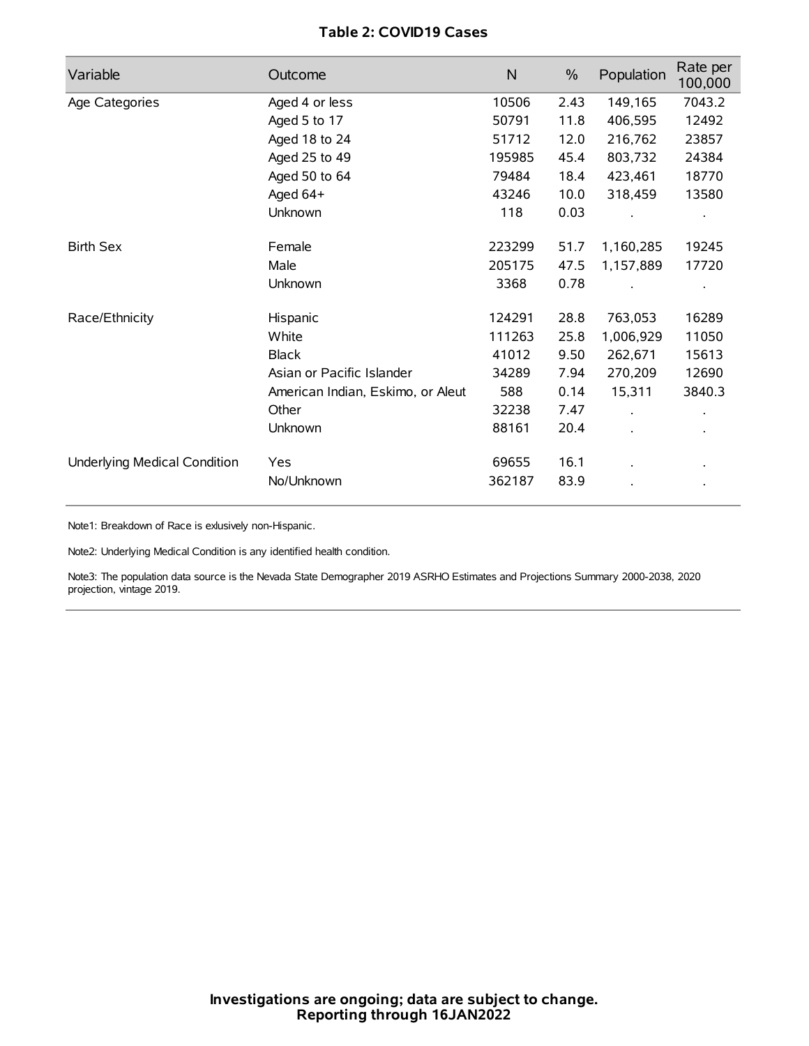**Table 2: COVID19 Cases**

| Variable | Outcome | N | % | Population | Rate per 100,000 |
|---|---|---|---|---|---|
| Age Categories | Aged 4 or less | 10506 | 2.43 | 149,165 | 7043.2 |
| | Aged 5 to 17 | 50791 | 11.8 | 406,595 | 12492 |
| | Aged 18 to 24 | 51712 | 12.0 | 216,762 | 23857 |
| | Aged 25 to 49 | 195985 | 45.4 | 803,732 | 24384 |
| | Aged 50 to 64 | 79484 | 18.4 | 423,461 | 18770 |
| | Aged 64+ | 43246 | 10.0 | 318,459 | 13580 |
| | Unknown | 118 | 0.03 | . | . |
| Birth Sex | Female | 223299 | 51.7 | 1,160,285 | 19245 |
| | Male | 205175 | 47.5 | 1,157,889 | 17720 |
| | Unknown | 3368 | 0.78 | . | . |
| Race/Ethnicity | Hispanic | 124291 | 28.8 | 763,053 | 16289 |
| | White | 111263 | 25.8 | 1,006,929 | 11050 |
| | Black | 41012 | 9.50 | 262,671 | 15613 |
| | Asian or Pacific Islander | 34289 | 7.94 | 270,209 | 12690 |
| | American Indian, Eskimo, or Aleut | 588 | 0.14 | 15,311 | 3840.3 |
| | Other | 32238 | 7.47 | . | . |
| | Unknown | 88161 | 20.4 | . | . |
| Underlying Medical Condition | Yes | 69655 | 16.1 | . | . |
| | No/Unknown | 362187 | 83.9 | . | . |

Note1: Breakdown of Race is exlusively non-Hispanic.

Note2: Underlying Medical Condition is any identified health condition.

Note3: The population data source is the Nevada State Demographer 2019 ASRHO Estimates and Projections Summary 2000-2038, 2020 projection, vintage 2019.

**Investigations are ongoing; data are subject to change.**
**Reporting through 16JAN2022**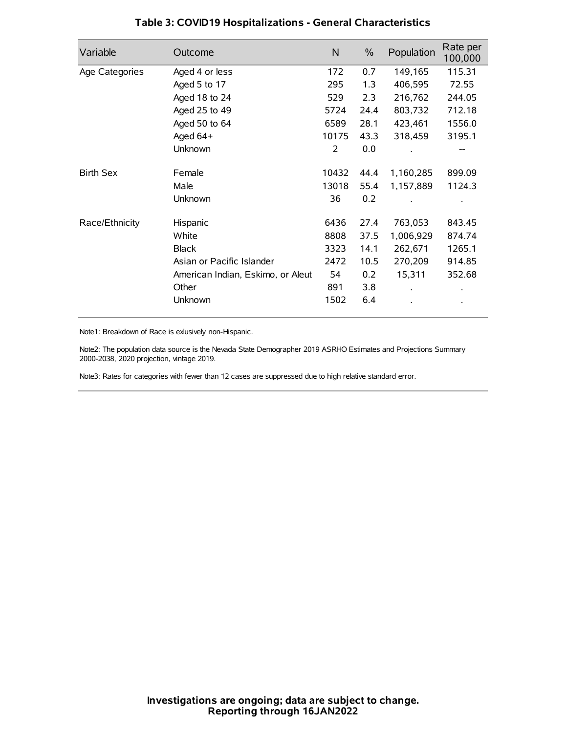## Table 3: COVID19 Hospitalizations - General Characteristics

| Variable | Outcome | N | % | Population | Rate per 100,000 |
|---|---|---|---|---|---|
| Age Categories | Aged 4 or less | 172 | 0.7 | 149,165 | 115.31 |
| | Aged 5 to 17 | 295 | 1.3 | 406,595 | 72.55 |
| | Aged 18 to 24 | 529 | 2.3 | 216,762 | 244.05 |
| | Aged 25 to 49 | 5724 | 24.4 | 803,732 | 712.18 |
| | Aged 50 to 64 | 6589 | 28.1 | 423,461 | 1556.0 |
| | Aged 64+ | 10175 | 43.3 | 318,459 | 3195.1 |
| | Unknown | 2 | 0.0 | . | -- |
| Birth Sex | Female | 10432 | 44.4 | 1,160,285 | 899.09 |
| | Male | 13018 | 55.4 | 1,157,889 | 1124.3 |
| | Unknown | 36 | 0.2 | . | . |
| Race/Ethnicity | Hispanic | 6436 | 27.4 | 763,053 | 843.45 |
| | White | 8808 | 37.5 | 1,006,929 | 874.74 |
| | Black | 3323 | 14.1 | 262,671 | 1265.1 |
| | Asian or Pacific Islander | 2472 | 10.5 | 270,209 | 914.85 |
| | American Indian, Eskimo, or Aleut | 54 | 0.2 | 15,311 | 352.68 |
| | Other | 891 | 3.8 | . | . |
| | Unknown | 1502 | 6.4 | . | . |

Note1: Breakdown of Race is exlusively non-Hispanic.

Note2: The population data source is the Nevada State Demographer 2019 ASRHO Estimates and Projections Summary 2000-2038, 2020 projection, vintage 2019.

Note3: Rates for categories with fewer than 12 cases are suppressed due to high relative standard error.

**Investigations are ongoing; data are subject to change.**
**Reporting through 16JAN2022**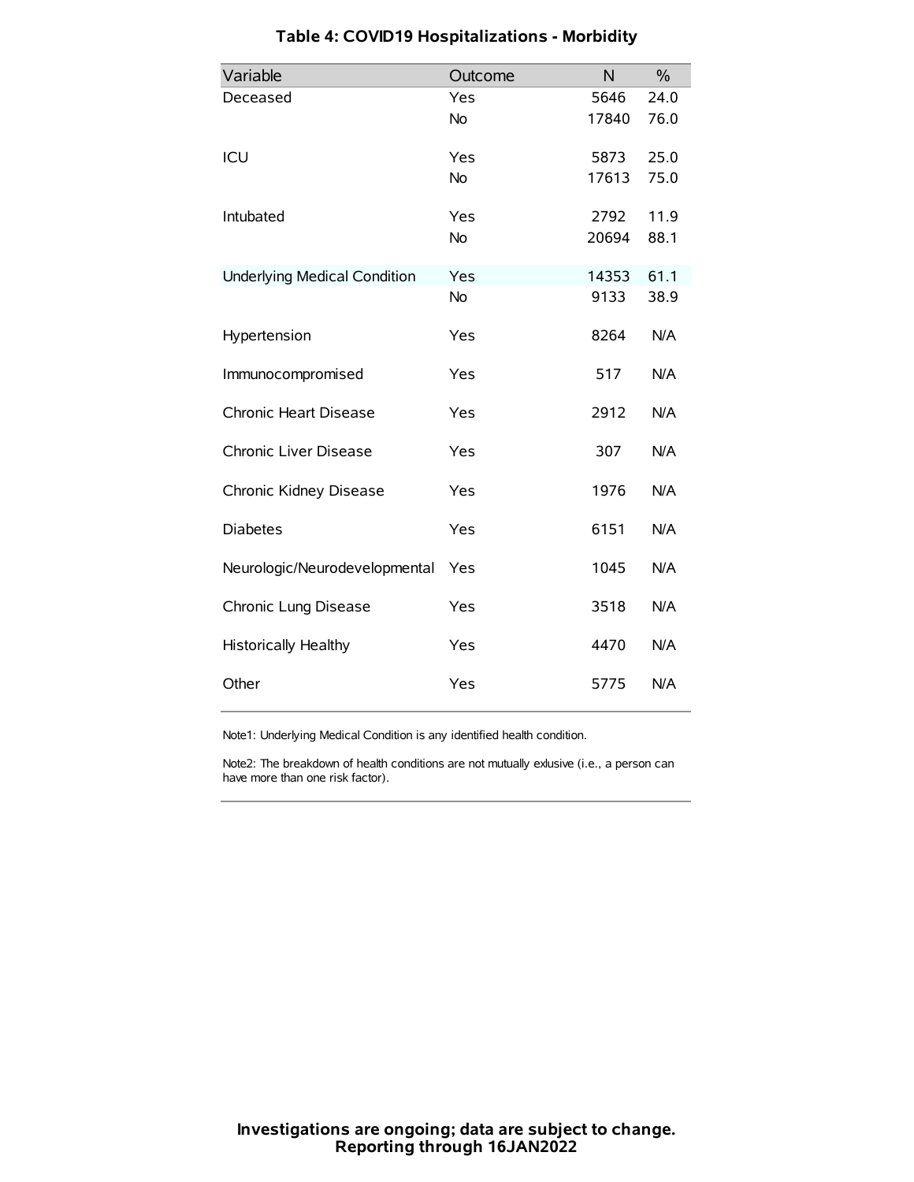# Table 4: COVID19 Hospitalizations - Morbidity

| Variable | Outcome | N | % |
|---|---|---|---|
| Deceased | Yes | 5646 | 24.0 |
| | No | 17840 | 76.0 |
| ICU | Yes | 5873 | 25.0 |
| | No | 17613 | 75.0 |
| Intubated | Yes | 2792 | 11.9 |
| | No | 20694 | 88.1 |
| Underlying Medical Condition | Yes | 14353 | 61.1 |
| | No | 9133 | 38.9 |
| Hypertension | Yes | 8264 | N/A |
| Immunocompromised | Yes | 517 | N/A |
| Chronic Heart Disease | Yes | 2912 | N/A |
| Chronic Liver Disease | Yes | 307 | N/A |
| Chronic Kidney Disease | Yes | 1976 | N/A |
| Diabetes | Yes | 6151 | N/A |
| Neurologic/Neurodevelopmental | Yes | 1045 | N/A |
| Chronic Lung Disease | Yes | 3518 | N/A |
| Historically Healthy | Yes | 4470 | N/A |
| Other | Yes | 5775 | N/A |

Note1: Underlying Medical Condition is any identified health condition.

Note2: The breakdown of health conditions are not mutually exlusive (i.e., a person can have more than one risk factor).

**Investigations are ongoing; data are subject to change.**
**Reporting through 16JAN2022**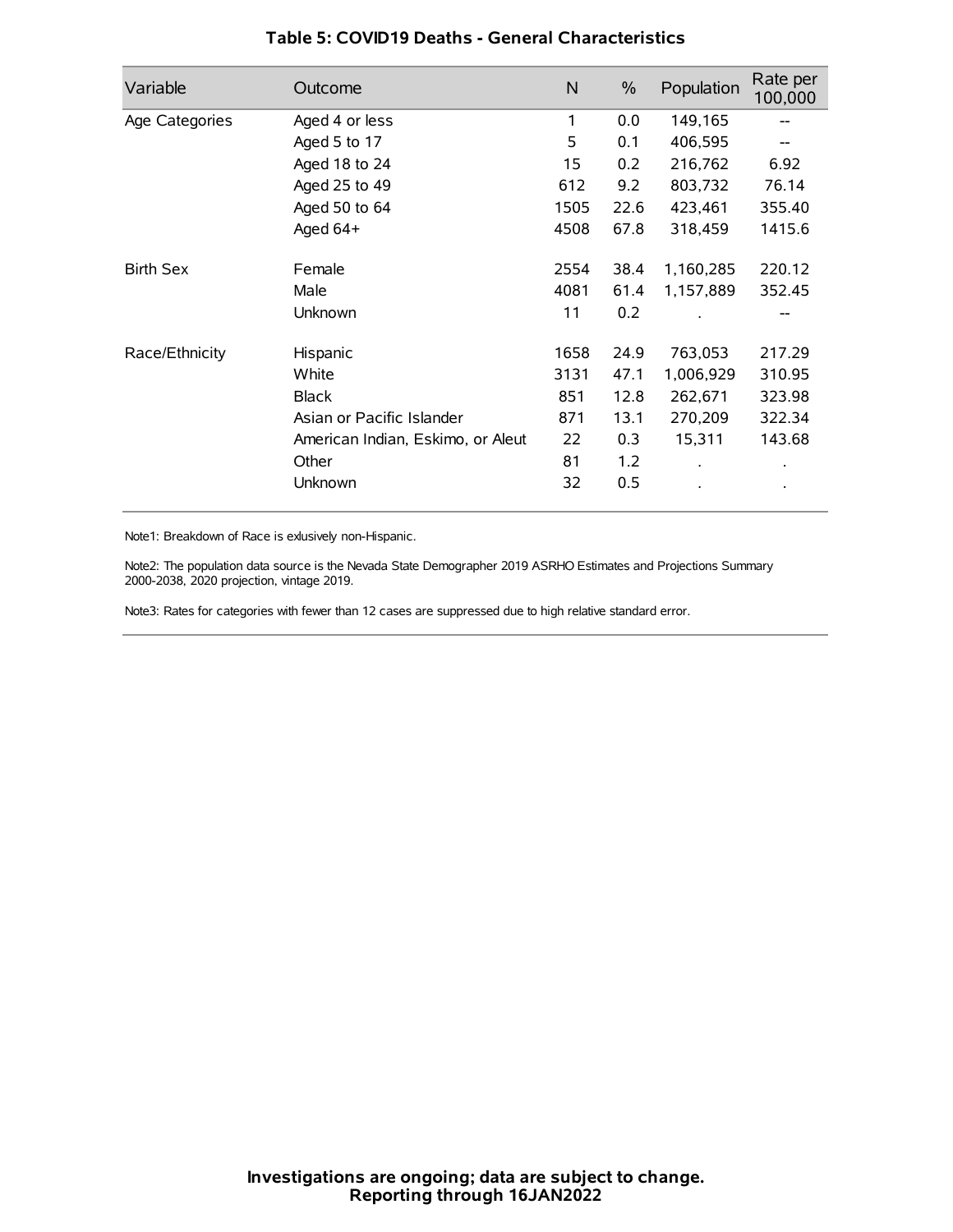# Table 5: COVID19 Deaths - General Characteristics

| Variable | Outcome | N | % | Population | Rate per 100,000 |
|---|---|---|---|---|---|
| Age Categories | Aged 4 or less | 1 | 0.0 | 149,165 | -- |
| | Aged 5 to 17 | 5 | 0.1 | 406,595 | -- |
| | Aged 18 to 24 | 15 | 0.2 | 216,762 | 6.92 |
| | Aged 25 to 49 | 612 | 9.2 | 803,732 | 76.14 |
| | Aged 50 to 64 | 1505 | 22.6 | 423,461 | 355.40 |
| | Aged 64+ | 4508 | 67.8 | 318,459 | 1415.6 |
| Birth Sex | Female | 2554 | 38.4 | 1,160,285 | 220.12 |
| | Male | 4081 | 61.4 | 1,157,889 | 352.45 |
| | Unknown | 11 | 0.2 | . | -- |
| Race/Ethnicity | Hispanic | 1658 | 24.9 | 763,053 | 217.29 |
| | White | 3131 | 47.1 | 1,006,929 | 310.95 |
| | Black | 851 | 12.8 | 262,671 | 323.98 |
| | Asian or Pacific Islander | 871 | 13.1 | 270,209 | 322.34 |
| | American Indian, Eskimo, or Aleut | 22 | 0.3 | 15,311 | 143.68 |
| | Other | 81 | 1.2 | . | . |
| | Unknown | 32 | 0.5 | . | . |

Note1: Breakdown of Race is exlusively non-Hispanic.

Note2: The population data source is the Nevada State Demographer 2019 ASRHO Estimates and Projections Summary 2000-2038, 2020 projection, vintage 2019.

Note3: Rates for categories with fewer than 12 cases are suppressed due to high relative standard error.

**Investigations are ongoing; data are subject to change.**
**Reporting through 16JAN2022**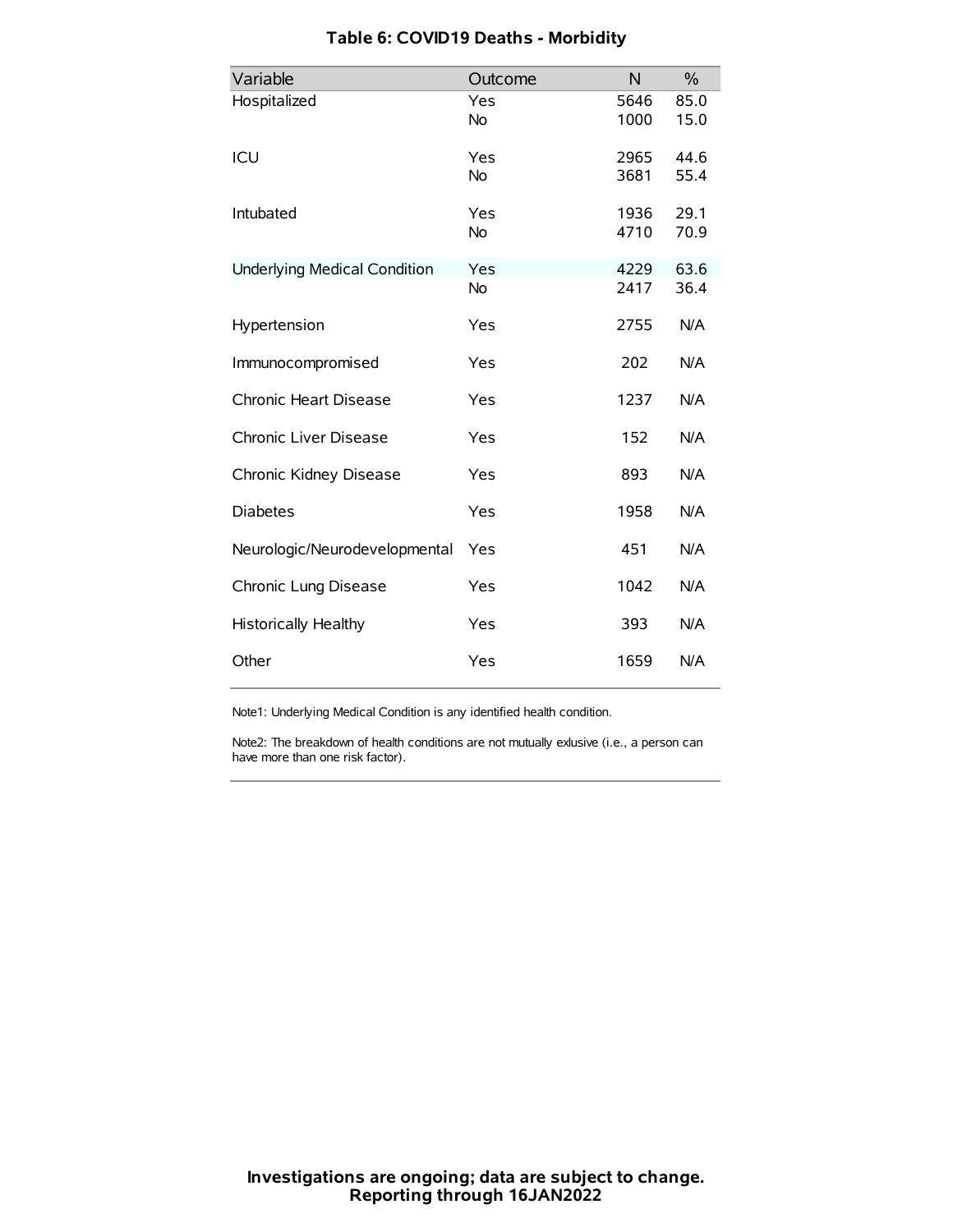# Table 6: COVID19 Deaths - Morbidity

| Variable | Outcome | N | % |
|---|---|---|---|
| Hospitalized | Yes | 5646 | 85.0 |
| | No | 1000 | 15.0 |
| ICU | Yes | 2965 | 44.6 |
| | No | 3681 | 55.4 |
| Intubated | Yes | 1936 | 29.1 |
| | No | 4710 | 70.9 |
| Underlying Medical Condition | Yes | 4229 | 63.6 |
| | No | 2417 | 36.4 |
| Hypertension | Yes | 2755 | N/A |
| Immunocompromised | Yes | 202 | N/A |
| Chronic Heart Disease | Yes | 1237 | N/A |
| Chronic Liver Disease | Yes | 152 | N/A |
| Chronic Kidney Disease | Yes | 893 | N/A |
| Diabetes | Yes | 1958 | N/A |
| Neurologic/Neurodevelopmental | Yes | 451 | N/A |
| Chronic Lung Disease | Yes | 1042 | N/A |
| Historically Healthy | Yes | 393 | N/A |
| Other | Yes | 1659 | N/A |

Note1: Underlying Medical Condition is any identified health condition.

Note2: The breakdown of health conditions are not mutually exlusive (i.e., a person can have more than one risk factor).

**Investigations are ongoing; data are subject to change.**
**Reporting through 16JAN2022**